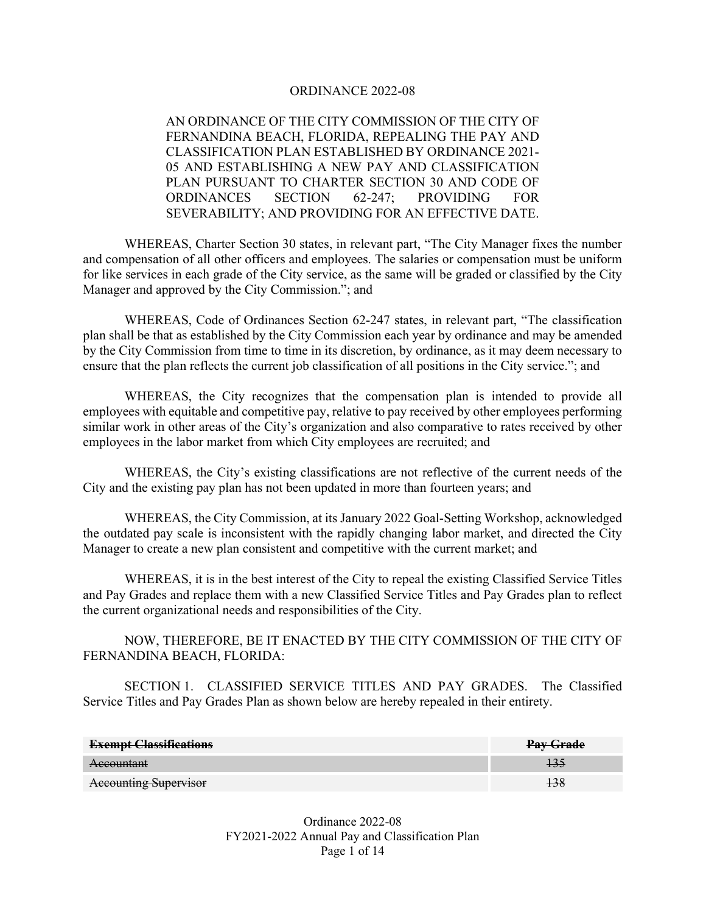ORDINANCE 2022-08

AN ORDINANCE OF THE CITY COMMISSION OF THE CITY OF FERNANDINA BEACH, FLORIDA, REPEALING THE PAY AND CLASSIFICATION PLAN ESTABLISHED BY ORDINANCE 2021-05 AND ESTABLISHING A NEW PAY AND CLASSIFICATION PLAN PURSUANT TO CHARTER SECTION 30 AND CODE OF ORDINANCES SECTION 62-247; PROVIDING FOR SEVERABILITY; AND PROVIDING FOR AN EFFECTIVE DATE.

WHEREAS, Charter Section 30 states, in relevant part, "The City Manager fixes the number and compensation of all other officers and employees. The salaries or compensation must be uniform for like services in each grade of the City service, as the same will be graded or classified by the City Manager and approved by the City Commission."; and

WHEREAS, Code of Ordinances Section 62-247 states, in relevant part, "The classification plan shall be that as established by the City Commission each year by ordinance and may be amended by the City Commission from time to time in its discretion, by ordinance, as it may deem necessary to ensure that the plan reflects the current job classification of all positions in the City service."; and

WHEREAS, the City recognizes that the compensation plan is intended to provide all employees with equitable and competitive pay, relative to pay received by other employees performing similar work in other areas of the City's organization and also comparative to rates received by other employees in the labor market from which City employees are recruited; and

WHEREAS, the City's existing classifications are not reflective of the current needs of the City and the existing pay plan has not been updated in more than fourteen years; and

WHEREAS, the City Commission, at its January 2022 Goal-Setting Workshop, acknowledged the outdated pay scale is inconsistent with the rapidly changing labor market, and directed the City Manager to create a new plan consistent and competitive with the current market; and

WHEREAS, it is in the best interest of the City to repeal the existing Classified Service Titles and Pay Grades and replace them with a new Classified Service Titles and Pay Grades plan to reflect the current organizational needs and responsibilities of the City.

NOW, THEREFORE, BE IT ENACTED BY THE CITY COMMISSION OF THE CITY OF FERNANDINA BEACH, FLORIDA:

SECTION 1. CLASSIFIED SERVICE TITLES AND PAY GRADES. The Classified Service Titles and Pay Grades Plan as shown below are hereby repealed in their entirety.

| ~~**Exempt Classifications**~~ | ~~**Pay Grade**~~ |
|---|---|
| ~~Accountant~~ | ~~135~~ |
| ~~Accounting Supervisor~~ | ~~138~~ |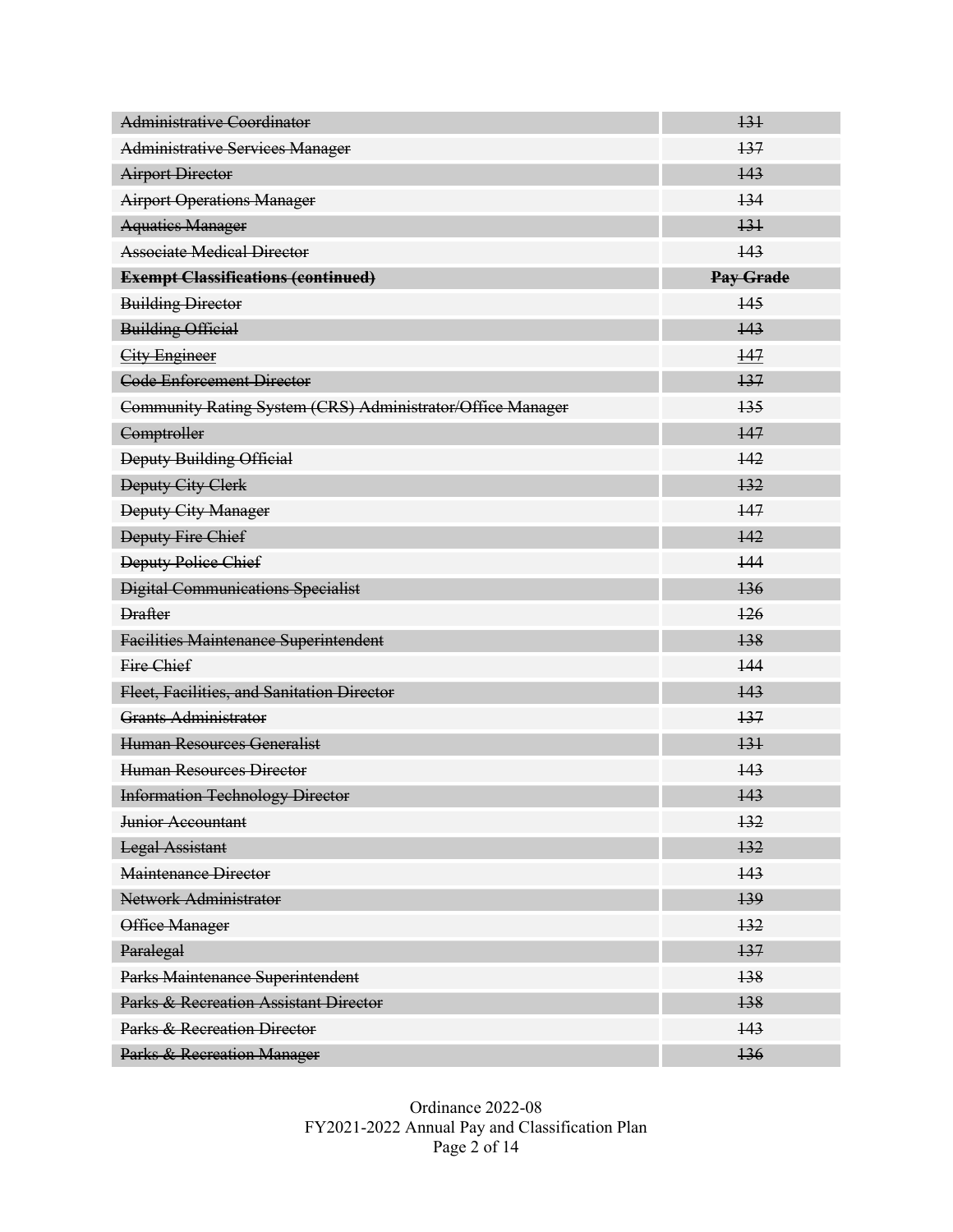| ~~Administrative Coordinator~~ | ~~131~~ |
| --- | --- |
| ~~Administrative Services Manager~~ | ~~137~~ |
| ~~Airport Director~~ | ~~143~~ |
| ~~Airport Operations Manager~~ | ~~134~~ |
| ~~Aquatics Manager~~ | ~~131~~ |
| ~~Associate Medical Director~~ | ~~143~~ |
| ~~**Exempt Classifications (continued)**~~ | ~~**Pay Grade**~~ |
| ~~Building Director~~ | ~~145~~ |
| ~~Building Official~~ | ~~143~~ |
| ~~City Engineer~~ | ~~147~~ |
| ~~Code Enforcement Director~~ | ~~137~~ |
| ~~Community Rating System (CRS) Administrator/Office Manager~~ | ~~135~~ |
| ~~Comptroller~~ | ~~147~~ |
| ~~Deputy Building Official~~ | ~~142~~ |
| ~~Deputy City Clerk~~ | ~~132~~ |
| ~~Deputy City Manager~~ | ~~147~~ |
| ~~Deputy Fire Chief~~ | ~~142~~ |
| ~~Deputy Police Chief~~ | ~~144~~ |
| ~~Digital Communications Specialist~~ | ~~136~~ |
| ~~Drafter~~ | ~~126~~ |
| ~~Facilities Maintenance Superintendent~~ | ~~138~~ |
| ~~Fire Chief~~ | ~~144~~ |
| ~~Fleet, Facilities, and Sanitation Director~~ | ~~143~~ |
| ~~Grants Administrator~~ | ~~137~~ |
| ~~Human Resources Generalist~~ | ~~131~~ |
| ~~Human Resources Director~~ | ~~143~~ |
| ~~Information Technology Director~~ | ~~143~~ |
| ~~Junior Accountant~~ | ~~132~~ |
| ~~Legal Assistant~~ | ~~132~~ |
| ~~Maintenance Director~~ | ~~143~~ |
| ~~Network Administrator~~ | ~~139~~ |
| ~~Office Manager~~ | ~~132~~ |
| ~~Paralegal~~ | ~~137~~ |
| ~~Parks Maintenance Superintendent~~ | ~~138~~ |
| ~~Parks & Recreation Assistant Director~~ | ~~138~~ |
| ~~Parks & Recreation Director~~ | ~~143~~ |
| ~~Parks & Recreation Manager~~ | ~~136~~ |

Ordinance 2022-08
FY2021-2022 Annual Pay and Classification Plan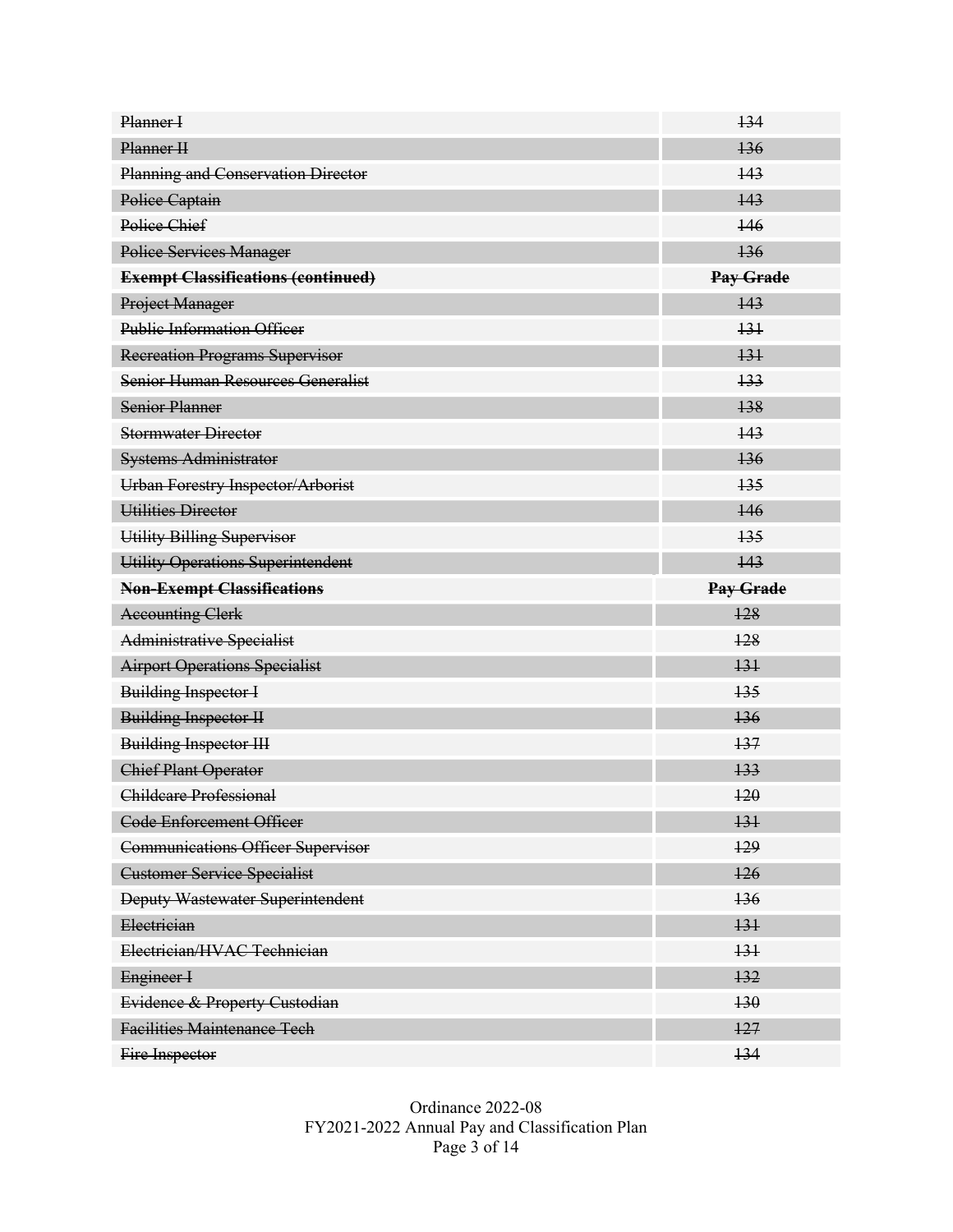| ~~Planner I~~ | ~~134~~ |
|---|---|
| ~~Planner II~~ | ~~136~~ |
| ~~Planning and Conservation Director~~ | ~~143~~ |
| ~~Police Captain~~ | ~~143~~ |
| ~~Police Chief~~ | ~~146~~ |
| ~~Police Services Manager~~ | ~~136~~ |
| **~~Exempt Classifications (continued)~~** | **~~Pay Grade~~** |
| ~~Project Manager~~ | ~~143~~ |
| ~~Public Information Officer~~ | ~~131~~ |
| ~~Recreation Programs Supervisor~~ | ~~131~~ |
| ~~Senior Human Resources Generalist~~ | ~~133~~ |
| ~~Senior Planner~~ | ~~138~~ |
| ~~Stormwater Director~~ | ~~143~~ |
| ~~Systems Administrator~~ | ~~136~~ |
| ~~Urban Forestry Inspector/Arborist~~ | ~~135~~ |
| ~~Utilities Director~~ | ~~146~~ |
| ~~Utility Billing Supervisor~~ | ~~135~~ |
| ~~Utility Operations Superintendent~~ | ~~143~~ |
| **~~Non-Exempt Classifications~~** | **~~Pay Grade~~** |
| ~~Accounting Clerk~~ | ~~128~~ |
| ~~Administrative Specialist~~ | ~~128~~ |
| ~~Airport Operations Specialist~~ | ~~131~~ |
| ~~Building Inspector I~~ | ~~135~~ |
| ~~Building Inspector II~~ | ~~136~~ |
| ~~Building Inspector III~~ | ~~137~~ |
| ~~Chief Plant Operator~~ | ~~133~~ |
| ~~Childcare Professional~~ | ~~120~~ |
| ~~Code Enforcement Officer~~ | ~~131~~ |
| ~~Communications Officer Supervisor~~ | ~~129~~ |
| ~~Customer Service Specialist~~ | ~~126~~ |
| ~~Deputy Wastewater Superintendent~~ | ~~136~~ |
| ~~Electrician~~ | ~~131~~ |
| ~~Electrician/HVAC Technician~~ | ~~131~~ |
| ~~Engineer I~~ | ~~132~~ |
| ~~Evidence & Property Custodian~~ | ~~130~~ |
| ~~Facilities Maintenance Tech~~ | ~~127~~ |
| ~~Fire Inspector~~ | ~~134~~ |

Ordinance 2022-08
FY2021-2022 Annual Pay and Classification Plan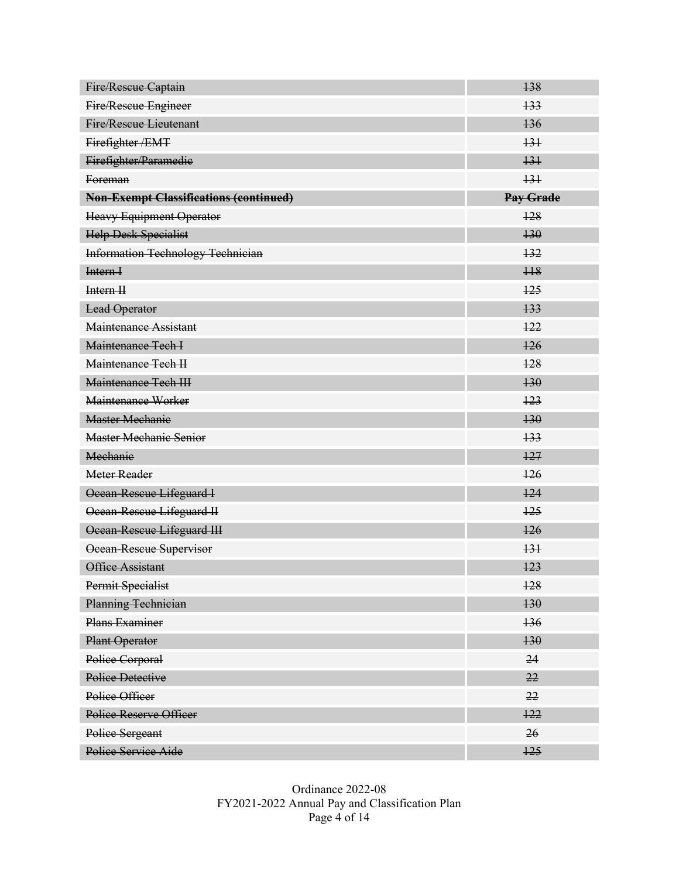| ~~Fire/Rescue Captain~~ | ~~138~~ |
|---|---|
| ~~Fire/Rescue Engineer~~ | ~~133~~ |
| ~~Fire/Rescue Lieutenant~~ | ~~136~~ |
| ~~Firefighter /EMT~~ | ~~131~~ |
| ~~Firefighter/Paramedic~~ | ~~131~~ |
| ~~Foreman~~ | ~~131~~ |
| **~~Non-Exempt Classifications (continued)~~** | **~~Pay Grade~~** |
| ~~Heavy Equipment Operator~~ | ~~128~~ |
| ~~Help Desk Specialist~~ | ~~130~~ |
| ~~Information Technology Technician~~ | ~~132~~ |
| ~~Intern I~~ | ~~118~~ |
| ~~Intern II~~ | ~~125~~ |
| ~~Lead Operator~~ | ~~133~~ |
| ~~Maintenance Assistant~~ | ~~122~~ |
| ~~Maintenance Tech I~~ | ~~126~~ |
| ~~Maintenance Tech II~~ | ~~128~~ |
| ~~Maintenance Tech III~~ | ~~130~~ |
| ~~Maintenance Worker~~ | ~~123~~ |
| ~~Master Mechanic~~ | ~~130~~ |
| ~~Master Mechanic Senior~~ | ~~133~~ |
| ~~Mechanic~~ | ~~127~~ |
| ~~Meter Reader~~ | ~~126~~ |
| ~~Ocean-Rescue Lifeguard I~~ | ~~124~~ |
| ~~Ocean-Rescue Lifeguard II~~ | ~~125~~ |
| ~~Ocean-Rescue Lifeguard III~~ | ~~126~~ |
| ~~Ocean-Rescue Supervisor~~ | ~~131~~ |
| ~~Office Assistant~~ | ~~123~~ |
| ~~Permit Specialist~~ | ~~128~~ |
| ~~Planning Technician~~ | ~~130~~ |
| ~~Plans Examiner~~ | ~~136~~ |
| ~~Plant Operator~~ | ~~130~~ |
| ~~Police Corporal~~ | ~~24~~ |
| ~~Police Detective~~ | ~~22~~ |
| ~~Police Officer~~ | ~~22~~ |
| ~~Police Reserve Officer~~ | ~~122~~ |
| ~~Police Sergeant~~ | ~~26~~ |
| ~~Police Service Aide~~ | ~~125~~ |

Ordinance 2022-08
FY2021-2022 Annual Pay and Classification Plan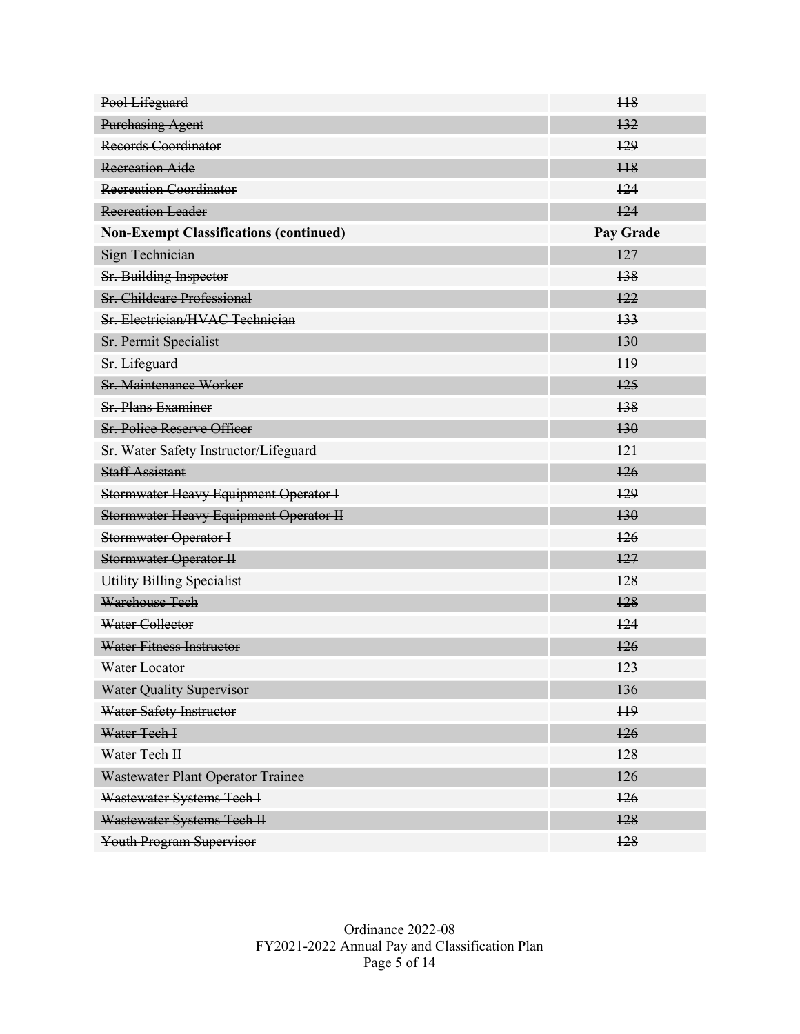| ~~Pool Lifeguard~~ | ~~118~~ |
|---|---|
| ~~Purchasing Agent~~ | ~~132~~ |
| ~~Records Coordinator~~ | ~~129~~ |
| ~~Recreation Aide~~ | ~~118~~ |
| ~~Recreation Coordinator~~ | ~~124~~ |
| ~~Recreation Leader~~ | ~~124~~ |
| **~~Non-Exempt Classifications (continued)~~** | **~~Pay Grade~~** |
| ~~Sign Technician~~ | ~~127~~ |
| ~~Sr. Building Inspector~~ | ~~138~~ |
| ~~Sr. Childcare Professional~~ | ~~122~~ |
| ~~Sr. Electrician/HVAC Technician~~ | ~~133~~ |
| ~~Sr. Permit Specialist~~ | ~~130~~ |
| ~~Sr. Lifeguard~~ | ~~119~~ |
| ~~Sr. Maintenance Worker~~ | ~~125~~ |
| ~~Sr. Plans Examiner~~ | ~~138~~ |
| ~~Sr. Police Reserve Officer~~ | ~~130~~ |
| ~~Sr. Water Safety Instructor/Lifeguard~~ | ~~121~~ |
| ~~Staff Assistant~~ | ~~126~~ |
| ~~Stormwater Heavy Equipment Operator I~~ | ~~129~~ |
| ~~Stormwater Heavy Equipment Operator II~~ | ~~130~~ |
| ~~Stormwater Operator I~~ | ~~126~~ |
| ~~Stormwater Operator II~~ | ~~127~~ |
| ~~Utility Billing Specialist~~ | ~~128~~ |
| ~~Warehouse Tech~~ | ~~128~~ |
| ~~Water Collector~~ | ~~124~~ |
| ~~Water Fitness Instructor~~ | ~~126~~ |
| ~~Water Locator~~ | ~~123~~ |
| ~~Water Quality Supervisor~~ | ~~136~~ |
| ~~Water Safety Instructor~~ | ~~119~~ |
| ~~Water Tech I~~ | ~~126~~ |
| ~~Water Tech II~~ | ~~128~~ |
| ~~Wastewater Plant Operator Trainee~~ | ~~126~~ |
| ~~Wastewater Systems Tech I~~ | ~~126~~ |
| ~~Wastewater Systems Tech II~~ | ~~128~~ |
| ~~Youth Program Supervisor~~ | ~~128~~ |

Ordinance 2022-08
FY2021-2022 Annual Pay and Classification Plan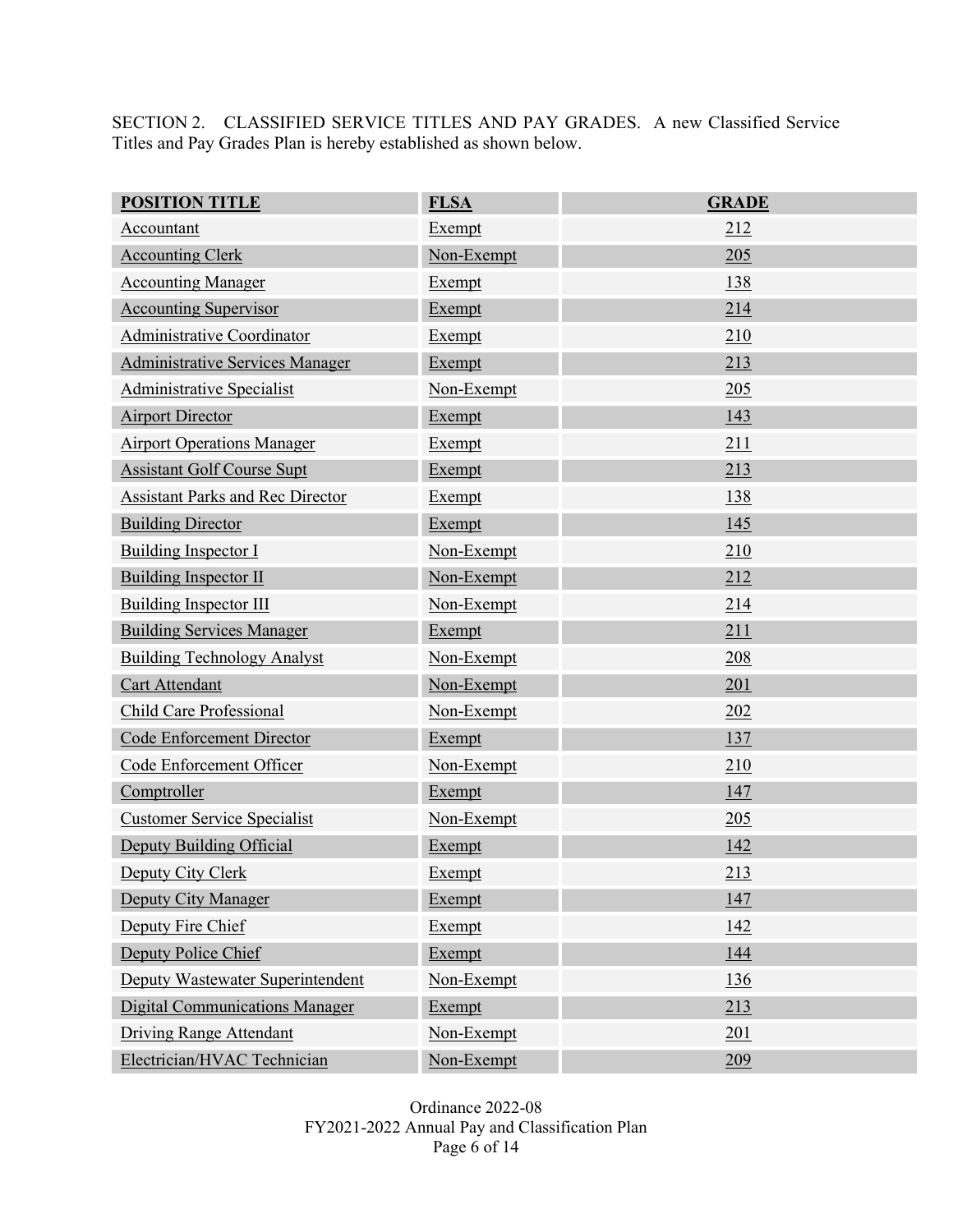SECTION 2. CLASSIFIED SERVICE TITLES AND PAY GRADES. A new Classified Service Titles and Pay Grades Plan is hereby established as shown below.

| POSITION TITLE | FLSA | GRADE |
|---|---|---|
| Accountant | Exempt | 212 |
| Accounting Clerk | Non-Exempt | 205 |
| Accounting Manager | Exempt | 138 |
| Accounting Supervisor | Exempt | 214 |
| Administrative Coordinator | Exempt | 210 |
| Administrative Services Manager | Exempt | 213 |
| Administrative Specialist | Non-Exempt | 205 |
| Airport Director | Exempt | 143 |
| Airport Operations Manager | Exempt | 211 |
| Assistant Golf Course Supt | Exempt | 213 |
| Assistant Parks and Rec Director | Exempt | 138 |
| Building Director | Exempt | 145 |
| Building Inspector I | Non-Exempt | 210 |
| Building Inspector II | Non-Exempt | 212 |
| Building Inspector III | Non-Exempt | 214 |
| Building Services Manager | Exempt | 211 |
| Building Technology Analyst | Non-Exempt | 208 |
| Cart Attendant | Non-Exempt | 201 |
| Child Care Professional | Non-Exempt | 202 |
| Code Enforcement Director | Exempt | 137 |
| Code Enforcement Officer | Non-Exempt | 210 |
| Comptroller | Exempt | 147 |
| Customer Service Specialist | Non-Exempt | 205 |
| Deputy Building Official | Exempt | 142 |
| Deputy City Clerk | Exempt | 213 |
| Deputy City Manager | Exempt | 147 |
| Deputy Fire Chief | Exempt | 142 |
| Deputy Police Chief | Exempt | 144 |
| Deputy Wastewater Superintendent | Non-Exempt | 136 |
| Digital Communications Manager | Exempt | 213 |
| Driving Range Attendant | Non-Exempt | 201 |
| Electrician/HVAC Technician | Non-Exempt | 209 |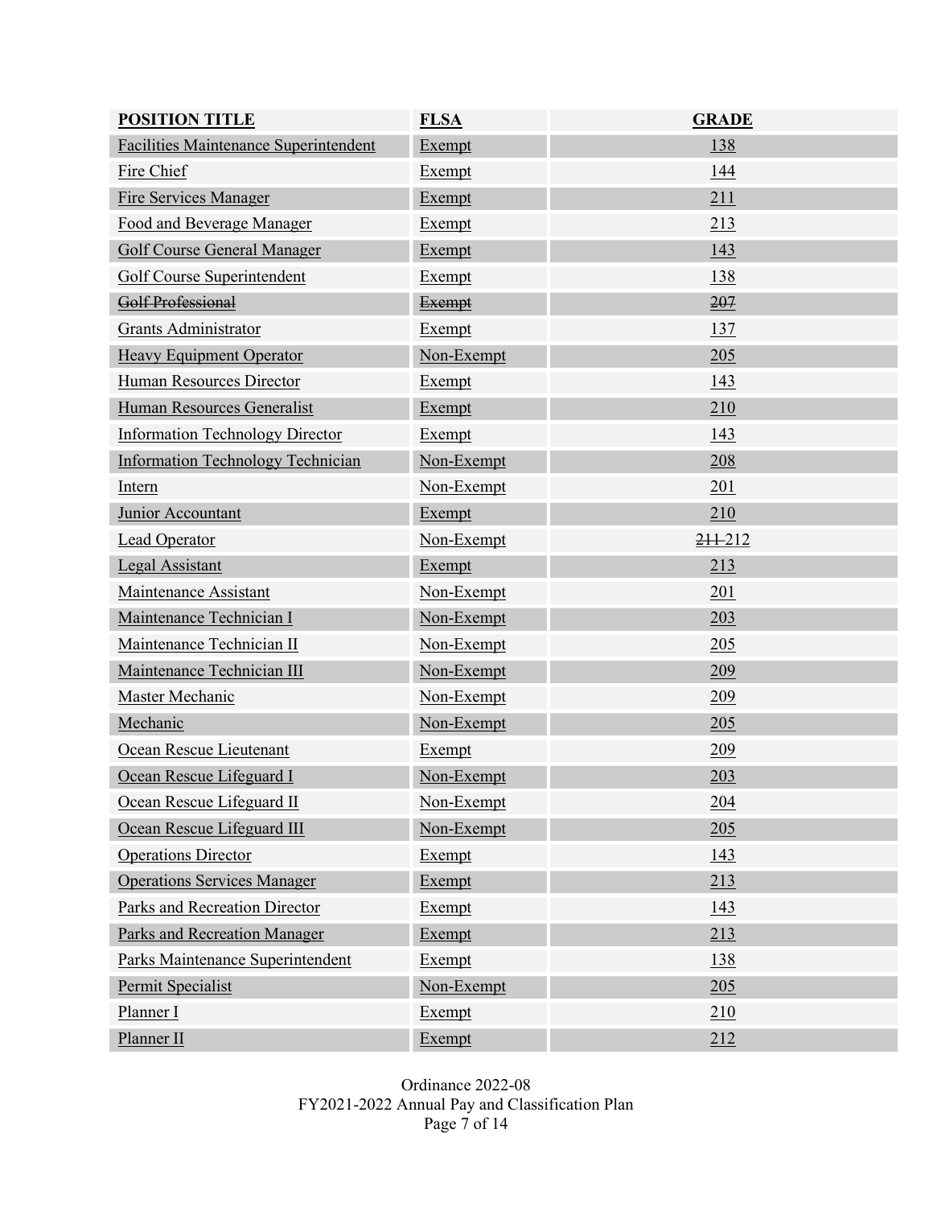| POSITION TITLE | FLSA | GRADE |
|---|---|---|
| Facilities Maintenance Superintendent | Exempt | 138 |
| Fire Chief | Exempt | 144 |
| Fire Services Manager | Exempt | 211 |
| Food and Beverage Manager | Exempt | 213 |
| Golf Course General Manager | Exempt | 143 |
| Golf Course Superintendent | Exempt | 138 |
| ~~Golf Professional~~ | ~~Exempt~~ | ~~207~~ |
| Grants Administrator | Exempt | 137 |
| Heavy Equipment Operator | Non-Exempt | 205 |
| Human Resources Director | Exempt | 143 |
| Human Resources Generalist | Exempt | 210 |
| Information Technology Director | Exempt | 143 |
| Information Technology Technician | Non-Exempt | 208 |
| Intern | Non-Exempt | 201 |
| Junior Accountant | Exempt | 210 |
| Lead Operator | Non-Exempt | ~~211~~ 212 |
| Legal Assistant | Exempt | 213 |
| Maintenance Assistant | Non-Exempt | 201 |
| Maintenance Technician I | Non-Exempt | 203 |
| Maintenance Technician II | Non-Exempt | 205 |
| Maintenance Technician III | Non-Exempt | 209 |
| Master Mechanic | Non-Exempt | 209 |
| Mechanic | Non-Exempt | 205 |
| Ocean Rescue Lieutenant | Exempt | 209 |
| Ocean Rescue Lifeguard I | Non-Exempt | 203 |
| Ocean Rescue Lifeguard II | Non-Exempt | 204 |
| Ocean Rescue Lifeguard III | Non-Exempt | 205 |
| Operations Director | Exempt | 143 |
| Operations Services Manager | Exempt | 213 |
| Parks and Recreation Director | Exempt | 143 |
| Parks and Recreation Manager | Exempt | 213 |
| Parks Maintenance Superintendent | Exempt | 138 |
| Permit Specialist | Non-Exempt | 205 |
| Planner I | Exempt | 210 |
| Planner II | Exempt | 212 |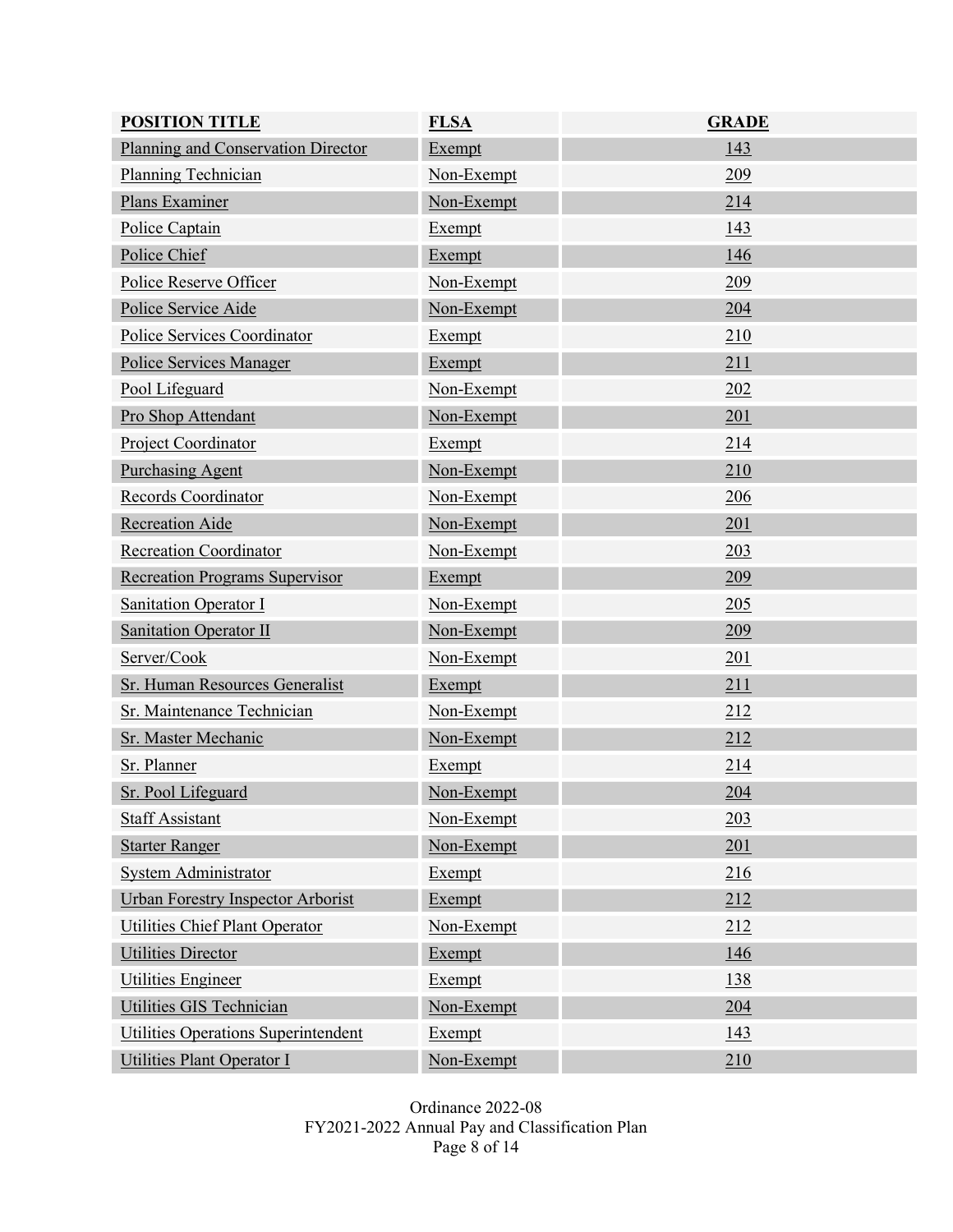| POSITION TITLE | FLSA | GRADE |
| --- | --- | --- |
| Planning and Conservation Director | Exempt | 143 |
| Planning Technician | Non-Exempt | 209 |
| Plans Examiner | Non-Exempt | 214 |
| Police Captain | Exempt | 143 |
| Police Chief | Exempt | 146 |
| Police Reserve Officer | Non-Exempt | 209 |
| Police Service Aide | Non-Exempt | 204 |
| Police Services Coordinator | Exempt | 210 |
| Police Services Manager | Exempt | 211 |
| Pool Lifeguard | Non-Exempt | 202 |
| Pro Shop Attendant | Non-Exempt | 201 |
| Project Coordinator | Exempt | 214 |
| Purchasing Agent | Non-Exempt | 210 |
| Records Coordinator | Non-Exempt | 206 |
| Recreation Aide | Non-Exempt | 201 |
| Recreation Coordinator | Non-Exempt | 203 |
| Recreation Programs Supervisor | Exempt | 209 |
| Sanitation Operator I | Non-Exempt | 205 |
| Sanitation Operator II | Non-Exempt | 209 |
| Server/Cook | Non-Exempt | 201 |
| Sr. Human Resources Generalist | Exempt | 211 |
| Sr. Maintenance Technician | Non-Exempt | 212 |
| Sr. Master Mechanic | Non-Exempt | 212 |
| Sr. Planner | Exempt | 214 |
| Sr. Pool Lifeguard | Non-Exempt | 204 |
| Staff Assistant | Non-Exempt | 203 |
| Starter Ranger | Non-Exempt | 201 |
| System Administrator | Exempt | 216 |
| Urban Forestry Inspector Arborist | Exempt | 212 |
| Utilities Chief Plant Operator | Non-Exempt | 212 |
| Utilities Director | Exempt | 146 |
| Utilities Engineer | Exempt | 138 |
| Utilities GIS Technician | Non-Exempt | 204 |
| Utilities Operations Superintendent | Exempt | 143 |
| Utilities Plant Operator I | Non-Exempt | 210 |

Ordinance 2022-08
FY2021-2022 Annual Pay and Classification Plan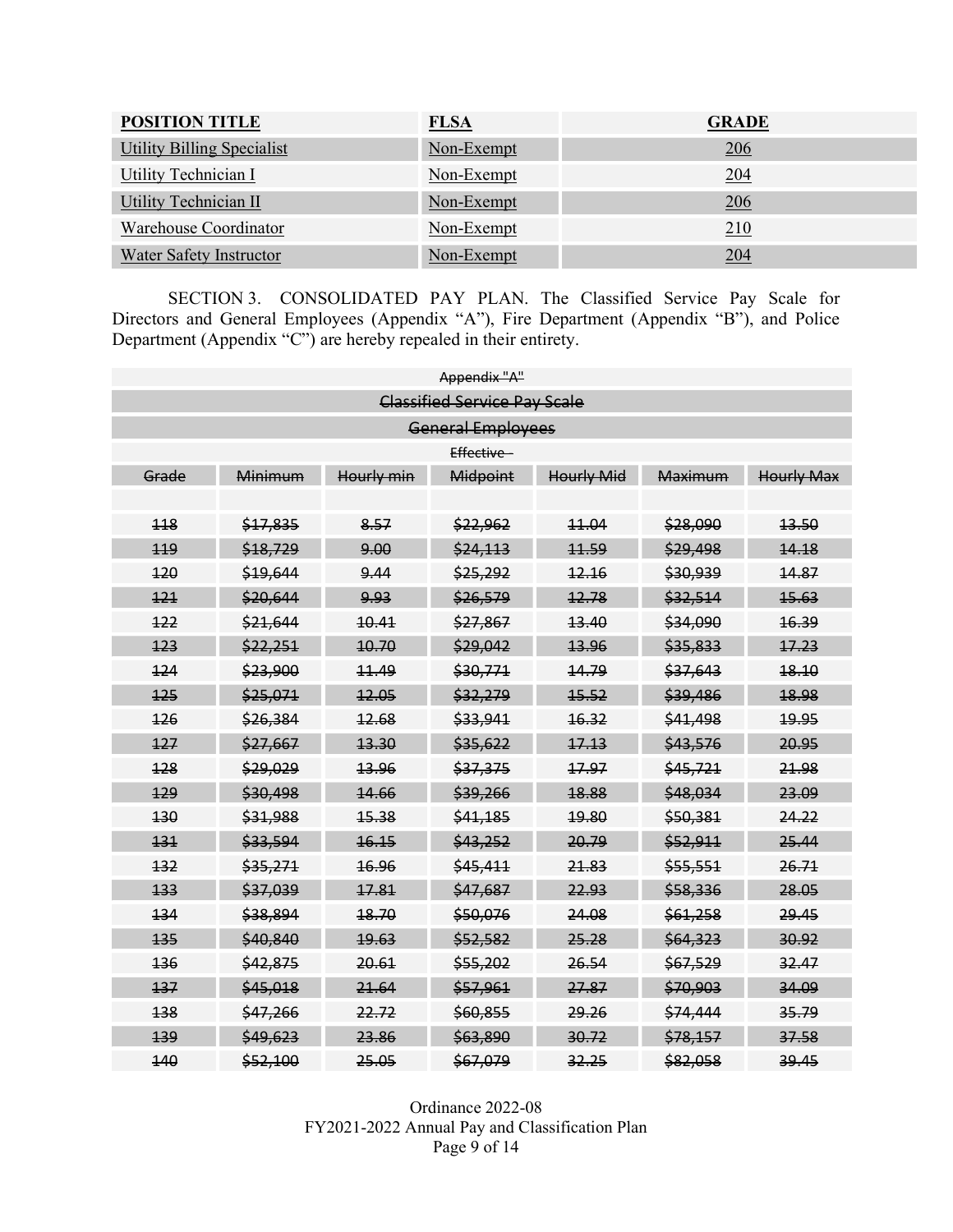| <u>**POSITION TITLE**</u> | <u>**FLSA**</u> | <u>**GRADE**</u> |
|---|---|---|
| <u>Utility Billing Specialist</u> | <u>Non-Exempt</u> | <u>206</u> |
| <u>Utility Technician I</u> | <u>Non-Exempt</u> | <u>204</u> |
| <u>Utility Technician II</u> | <u>Non-Exempt</u> | <u>206</u> |
| <u>Warehouse Coordinator</u> | <u>Non-Exempt</u> | <u>210</u> |
| <u>Water Safety Instructor</u> | <u>Non-Exempt</u> | <u>204</u> |

SECTION 3. CONSOLIDATED PAY PLAN. The Classified Service Pay Scale for Directors and General Employees (Appendix "A"), Fire Department (Appendix "B"), and Police Department (Appendix "C") are hereby repealed in their entirety.

~~Appendix "A"~~

~~Classified Service Pay Scale~~

~~General Employees~~

~~Effective~~

| ~~Grade~~ | ~~Minimum~~ | ~~Hourly min~~ | ~~Midpoint~~ | ~~Hourly Mid~~ | ~~Maximum~~ | ~~Hourly Max~~ |
|---|---|---|---|---|---|---|
| | | | | | | |
| ~~118~~ | ~~$17,835~~ | ~~8.57~~ | ~~$22,962~~ | ~~11.04~~ | ~~$28,090~~ | ~~13.50~~ |
| ~~119~~ | ~~$18,729~~ | ~~9.00~~ | ~~$24,113~~ | ~~11.59~~ | ~~$29,498~~ | ~~14.18~~ |
| ~~120~~ | ~~$19,644~~ | ~~9.44~~ | ~~$25,292~~ | ~~12.16~~ | ~~$30,939~~ | ~~14.87~~ |
| ~~121~~ | ~~$20,644~~ | ~~9.93~~ | ~~$26,579~~ | ~~12.78~~ | ~~$32,514~~ | ~~15.63~~ |
| ~~122~~ | ~~$21,644~~ | ~~10.41~~ | ~~$27,867~~ | ~~13.40~~ | ~~$34,090~~ | ~~16.39~~ |
| ~~123~~ | ~~$22,251~~ | ~~10.70~~ | ~~$29,042~~ | ~~13.96~~ | ~~$35,833~~ | ~~17.23~~ |
| ~~124~~ | ~~$23,900~~ | ~~11.49~~ | ~~$30,771~~ | ~~14.79~~ | ~~$37,643~~ | ~~18.10~~ |
| ~~125~~ | ~~$25,071~~ | ~~12.05~~ | ~~$32,279~~ | ~~15.52~~ | ~~$39,486~~ | ~~18.98~~ |
| ~~126~~ | ~~$26,384~~ | ~~12.68~~ | ~~$33,941~~ | ~~16.32~~ | ~~$41,498~~ | ~~19.95~~ |
| ~~127~~ | ~~$27,667~~ | ~~13.30~~ | ~~$35,622~~ | ~~17.13~~ | ~~$43,576~~ | ~~20.95~~ |
| ~~128~~ | ~~$29,029~~ | ~~13.96~~ | ~~$37,375~~ | ~~17.97~~ | ~~$45,721~~ | ~~21.98~~ |
| ~~129~~ | ~~$30,498~~ | ~~14.66~~ | ~~$39,266~~ | ~~18.88~~ | ~~$48,034~~ | ~~23.09~~ |
| ~~130~~ | ~~$31,988~~ | ~~15.38~~ | ~~$41,185~~ | ~~19.80~~ | ~~$50,381~~ | ~~24.22~~ |
| ~~131~~ | ~~$33,594~~ | ~~16.15~~ | ~~$43,252~~ | ~~20.79~~ | ~~$52,911~~ | ~~25.44~~ |
| ~~132~~ | ~~$35,271~~ | ~~16.96~~ | ~~$45,411~~ | ~~21.83~~ | ~~$55,551~~ | ~~26.71~~ |
| ~~133~~ | ~~$37,039~~ | ~~17.81~~ | ~~$47,687~~ | ~~22.93~~ | ~~$58,336~~ | ~~28.05~~ |
| ~~134~~ | ~~$38,894~~ | ~~18.70~~ | ~~$50,076~~ | ~~24.08~~ | ~~$61,258~~ | ~~29.45~~ |
| ~~135~~ | ~~$40,840~~ | ~~19.63~~ | ~~$52,582~~ | ~~25.28~~ | ~~$64,323~~ | ~~30.92~~ |
| ~~136~~ | ~~$42,875~~ | ~~20.61~~ | ~~$55,202~~ | ~~26.54~~ | ~~$67,529~~ | ~~32.47~~ |
| ~~137~~ | ~~$45,018~~ | ~~21.64~~ | ~~$57,961~~ | ~~27.87~~ | ~~$70,903~~ | ~~34.09~~ |
| ~~138~~ | ~~$47,266~~ | ~~22.72~~ | ~~$60,855~~ | ~~29.26~~ | ~~$74,444~~ | ~~35.79~~ |
| ~~139~~ | ~~$49,623~~ | ~~23.86~~ | ~~$63,890~~ | ~~30.72~~ | ~~$78,157~~ | ~~37.58~~ |
| ~~140~~ | ~~$52,100~~ | ~~25.05~~ | ~~$67,079~~ | ~~32.25~~ | ~~$82,058~~ | ~~39.45~~ |

Ordinance 2022-08
FY2021-2022 Annual Pay and Classification Plan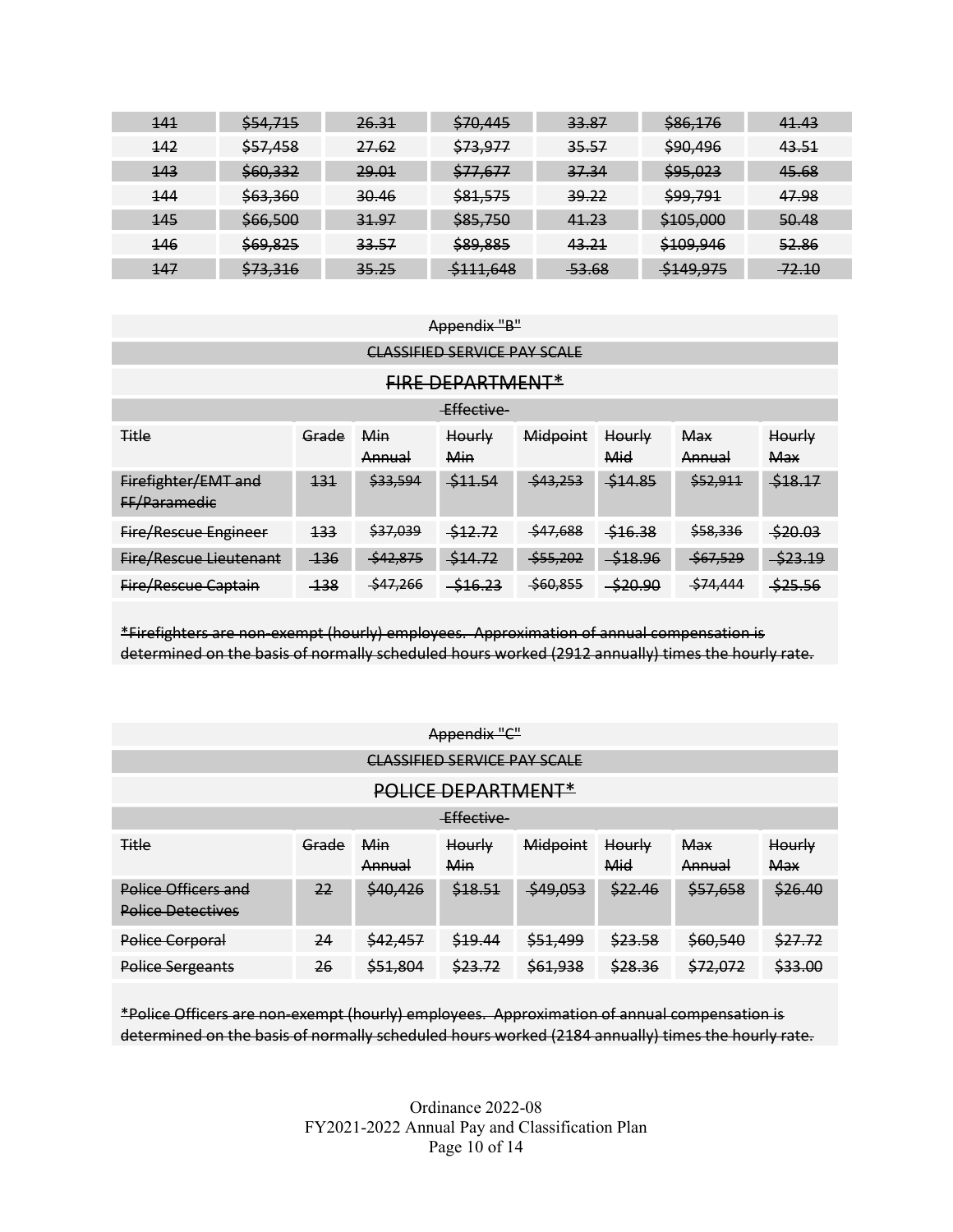| | | | | | | |
|---|---|---|---|---|---|---|
| ~~141~~ | ~~$54,715~~ | ~~26.31~~ | ~~$70,445~~ | ~~33.87~~ | ~~$86,176~~ | ~~41.43~~ |
| ~~142~~ | ~~$57,458~~ | ~~27.62~~ | ~~$73,977~~ | ~~35.57~~ | ~~$90,496~~ | ~~43.51~~ |
| ~~143~~ | ~~$60,332~~ | ~~29.01~~ | ~~$77,677~~ | ~~37.34~~ | ~~$95,023~~ | ~~45.68~~ |
| ~~144~~ | ~~$63,360~~ | ~~30.46~~ | ~~$81,575~~ | ~~39.22~~ | ~~$99,791~~ | ~~47.98~~ |
| ~~145~~ | ~~$66,500~~ | ~~31.97~~ | ~~$85,750~~ | ~~41.23~~ | ~~$105,000~~ | ~~50.48~~ |
| ~~146~~ | ~~$69,825~~ | ~~33.57~~ | ~~$89,885~~ | ~~43.21~~ | ~~$109,946~~ | ~~52.86~~ |
| ~~147~~ | ~~$73,316~~ | ~~35.25~~ | ~~$111,648~~ | ~~53.68~~ | ~~$149,975~~ | ~~72.10~~ |

~~Appendix "B"~~

~~CLASSIFIED SERVICE PAY SCALE~~

## ~~FIRE DEPARTMENT*~~

~~Effective~~

| ~~Title~~ | ~~Grade~~ | ~~Min Annual~~ | ~~Hourly Min~~ | ~~Midpoint~~ | ~~Hourly Mid~~ | ~~Max Annual~~ | ~~Hourly Max~~ |
|---|---|---|---|---|---|---|---|
| ~~Firefighter/EMT and FF/Paramedic~~ | ~~131~~ | ~~$33,594~~ | ~~$11.54~~ | ~~$43,253~~ | ~~$14.85~~ | ~~$52,911~~ | ~~$18.17~~ |
| ~~Fire/Rescue Engineer~~ | ~~133~~ | ~~$37,039~~ | ~~$12.72~~ | ~~$47,688~~ | ~~$16.38~~ | ~~$58,336~~ | ~~$20.03~~ |
| ~~Fire/Rescue Lieutenant~~ | ~~136~~ | ~~$42,875~~ | ~~$14.72~~ | ~~$55,202~~ | ~~$18.96~~ | ~~$67,529~~ | ~~$23.19~~ |
| ~~Fire/Rescue Captain~~ | ~~138~~ | ~~$47,266~~ | ~~$16.23~~ | ~~$60,855~~ | ~~$20.90~~ | ~~$74,444~~ | ~~$25.56~~ |

~~*Firefighters are non-exempt (hourly) employees. Approximation of annual compensation is determined on the basis of normally scheduled hours worked (2912 annually) times the hourly rate.~~

~~Appendix "C"~~

~~CLASSIFIED SERVICE PAY SCALE~~

## ~~POLICE DEPARTMENT*~~

~~Effective~~

| ~~Title~~ | ~~Grade~~ | ~~Min Annual~~ | ~~Hourly Min~~ | ~~Midpoint~~ | ~~Hourly Mid~~ | ~~Max Annual~~ | ~~Hourly Max~~ |
|---|---|---|---|---|---|---|---|
| ~~Police Officers and Police Detectives~~ | ~~22~~ | ~~$40,426~~ | ~~$18.51~~ | ~~$49,053~~ | ~~$22.46~~ | ~~$57,658~~ | ~~$26.40~~ |
| ~~Police Corporal~~ | ~~24~~ | ~~$42,457~~ | ~~$19.44~~ | ~~$51,499~~ | ~~$23.58~~ | ~~$60,540~~ | ~~$27.72~~ |
| ~~Police Sergeants~~ | ~~26~~ | ~~$51,804~~ | ~~$23.72~~ | ~~$61,938~~ | ~~$28.36~~ | ~~$72,072~~ | ~~$33.00~~ |

~~*Police Officers are non-exempt (hourly) employees. Approximation of annual compensation is determined on the basis of normally scheduled hours worked (2184 annually) times the hourly rate.~~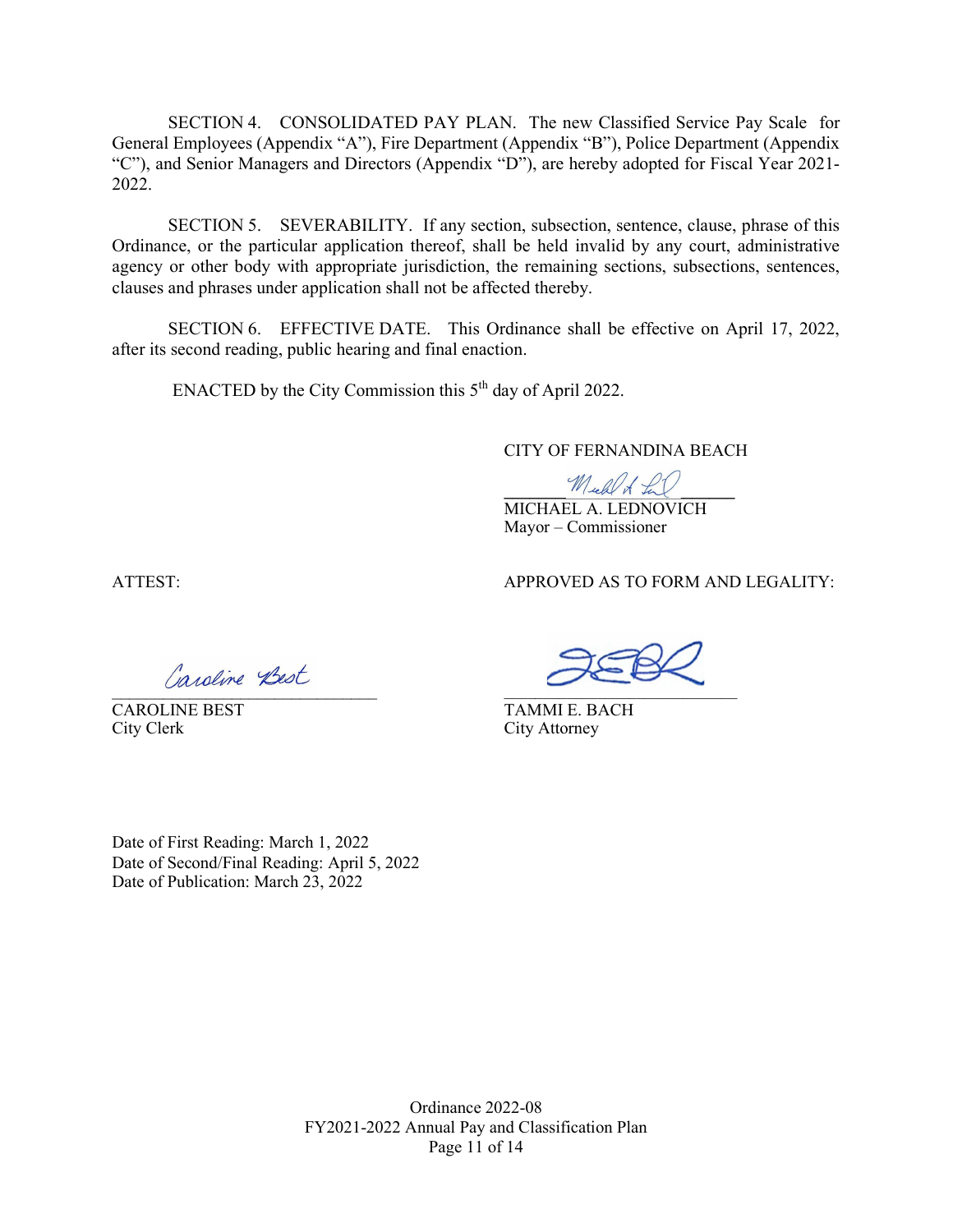SECTION 4. CONSOLIDATED PAY PLAN. The new Classified Service Pay Scale for General Employees (Appendix "A"), Fire Department (Appendix "B"), Police Department (Appendix "C"), and Senior Managers and Directors (Appendix "D"), are hereby adopted for Fiscal Year 2021-2022.

SECTION 5. SEVERABILITY. If any section, subsection, sentence, clause, phrase of this Ordinance, or the particular application thereof, shall be held invalid by any court, administrative agency or other body with appropriate jurisdiction, the remaining sections, subsections, sentences, clauses and phrases under application shall not be affected thereby.

SECTION 6. EFFECTIVE DATE. This Ordinance shall be effective on April 17, 2022, after its second reading, public hearing and final enaction.

ENACTED by the City Commission this 5th day of April 2022.

CITY OF FERNANDINA BEACH

MICHAEL A. LEDNOVICH
Mayor – Commissioner

ATTEST:

CAROLINE BEST
City Clerk

APPROVED AS TO FORM AND LEGALITY:

TAMMI E. BACH
City Attorney

Date of First Reading: March 1, 2022
Date of Second/Final Reading: April 5, 2022
Date of Publication: March 23, 2022

Ordinance 2022-08
FY2021-2022 Annual Pay and Classification Plan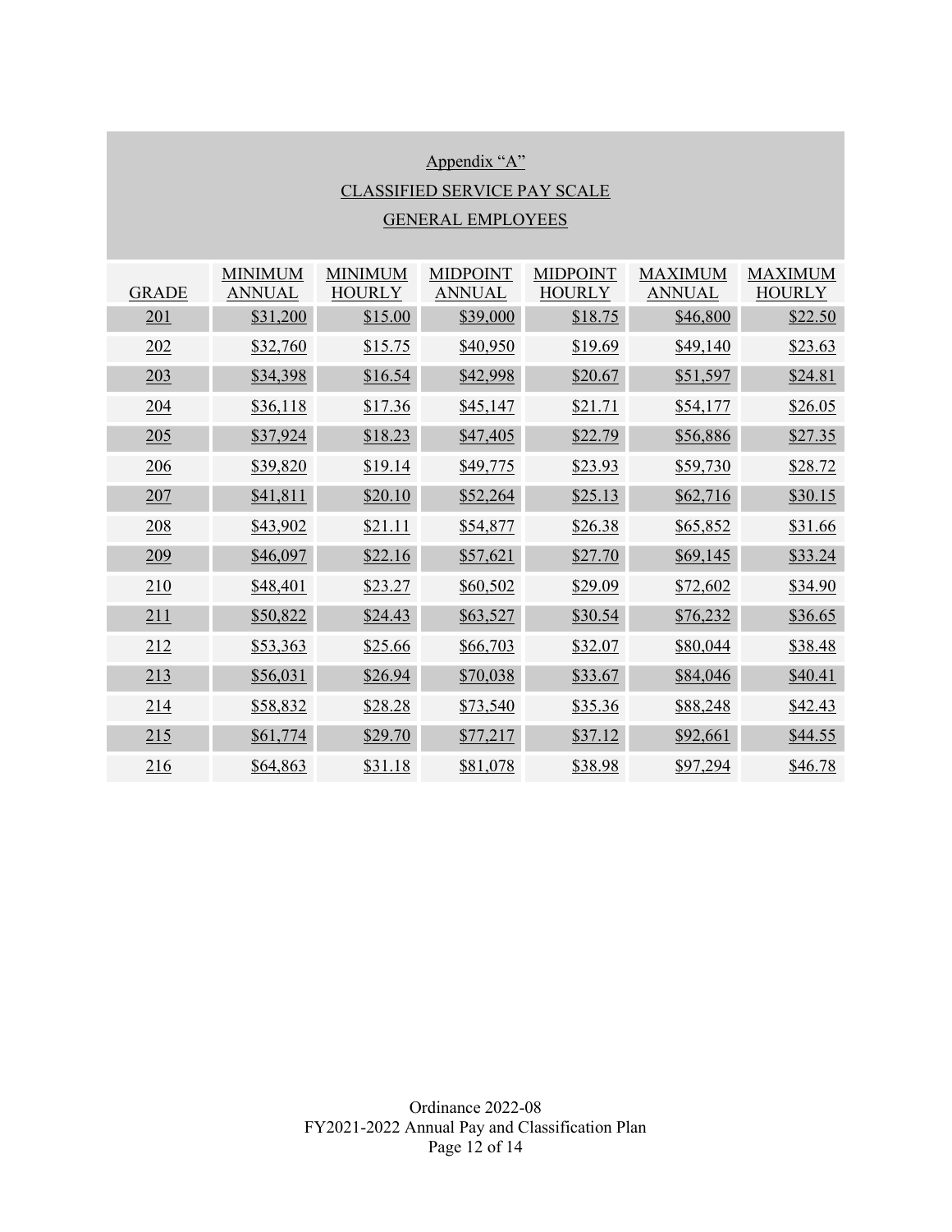Appendix "A"

CLASSIFIED SERVICE PAY SCALE

GENERAL EMPLOYEES

| GRADE | MINIMUM ANNUAL | MINIMUM HOURLY | MIDPOINT ANNUAL | MIDPOINT HOURLY | MAXIMUM ANNUAL | MAXIMUM HOURLY |
|---|---|---|---|---|---|---|
| 201 | $31,200 | $15.00 | $39,000 | $18.75 | $46,800 | $22.50 |
| 202 | $32,760 | $15.75 | $40,950 | $19.69 | $49,140 | $23.63 |
| 203 | $34,398 | $16.54 | $42,998 | $20.67 | $51,597 | $24.81 |
| 204 | $36,118 | $17.36 | $45,147 | $21.71 | $54,177 | $26.05 |
| 205 | $37,924 | $18.23 | $47,405 | $22.79 | $56,886 | $27.35 |
| 206 | $39,820 | $19.14 | $49,775 | $23.93 | $59,730 | $28.72 |
| 207 | $41,811 | $20.10 | $52,264 | $25.13 | $62,716 | $30.15 |
| 208 | $43,902 | $21.11 | $54,877 | $26.38 | $65,852 | $31.66 |
| 209 | $46,097 | $22.16 | $57,621 | $27.70 | $69,145 | $33.24 |
| 210 | $48,401 | $23.27 | $60,502 | $29.09 | $72,602 | $34.90 |
| 211 | $50,822 | $24.43 | $63,527 | $30.54 | $76,232 | $36.65 |
| 212 | $53,363 | $25.66 | $66,703 | $32.07 | $80,044 | $38.48 |
| 213 | $56,031 | $26.94 | $70,038 | $33.67 | $84,046 | $40.41 |
| 214 | $58,832 | $28.28 | $73,540 | $35.36 | $88,248 | $42.43 |
| 215 | $61,774 | $29.70 | $77,217 | $37.12 | $92,661 | $44.55 |
| 216 | $64,863 | $31.18 | $81,078 | $38.98 | $97,294 | $46.78 |

Ordinance 2022-08

FY2021-2022 Annual Pay and Classification Plan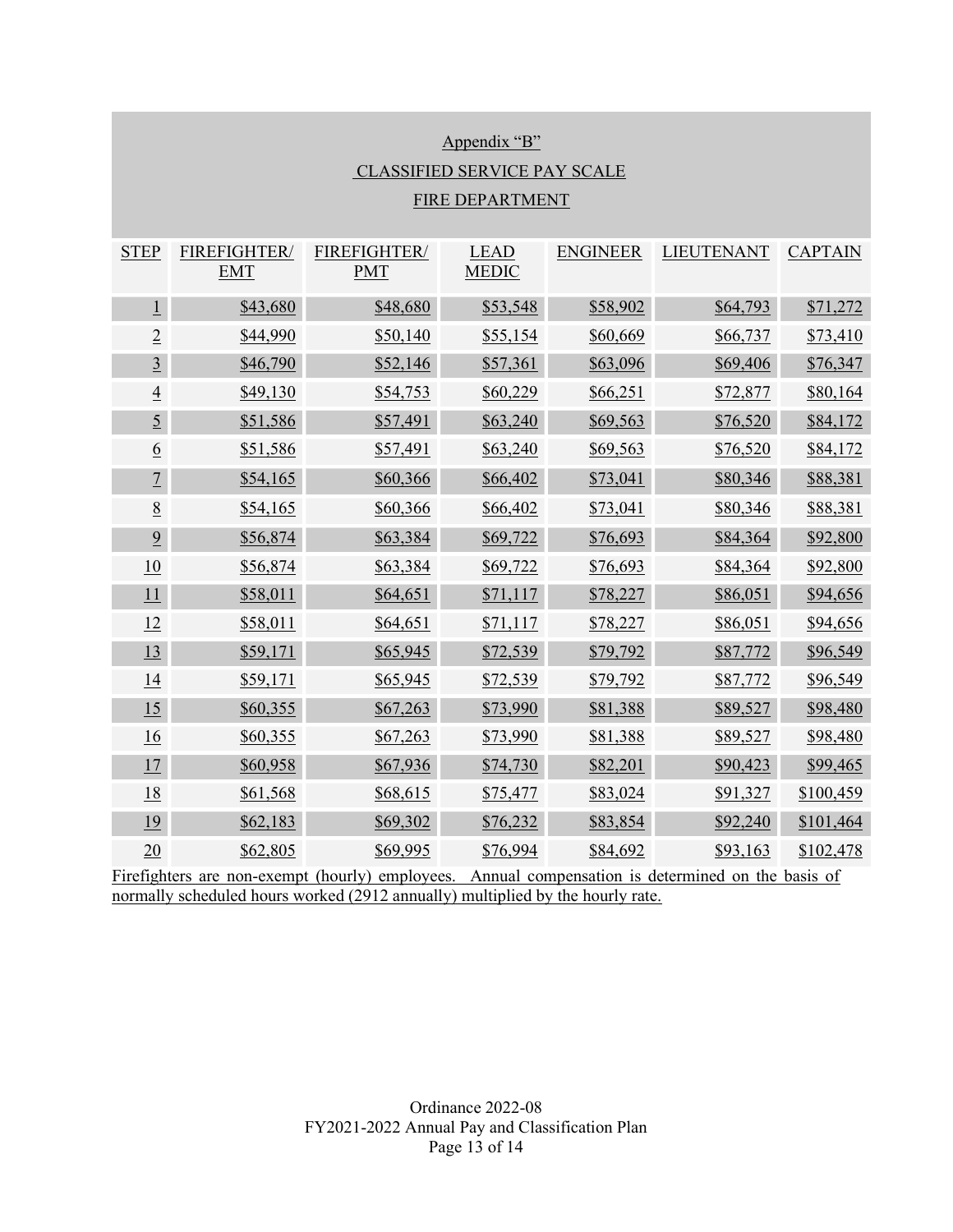Appendix "B"

CLASSIFIED SERVICE PAY SCALE

FIRE DEPARTMENT

| STEP | FIREFIGHTER/ EMT | FIREFIGHTER/ PMT | LEAD MEDIC | ENGINEER | LIEUTENANT | CAPTAIN |
|---|---|---|---|---|---|---|
| 1 | $43,680 | $48,680 | $53,548 | $58,902 | $64,793 | $71,272 |
| 2 | $44,990 | $50,140 | $55,154 | $60,669 | $66,737 | $73,410 |
| 3 | $46,790 | $52,146 | $57,361 | $63,096 | $69,406 | $76,347 |
| 4 | $49,130 | $54,753 | $60,229 | $66,251 | $72,877 | $80,164 |
| 5 | $51,586 | $57,491 | $63,240 | $69,563 | $76,520 | $84,172 |
| 6 | $51,586 | $57,491 | $63,240 | $69,563 | $76,520 | $84,172 |
| 7 | $54,165 | $60,366 | $66,402 | $73,041 | $80,346 | $88,381 |
| 8 | $54,165 | $60,366 | $66,402 | $73,041 | $80,346 | $88,381 |
| 9 | $56,874 | $63,384 | $69,722 | $76,693 | $84,364 | $92,800 |
| 10 | $56,874 | $63,384 | $69,722 | $76,693 | $84,364 | $92,800 |
| 11 | $58,011 | $64,651 | $71,117 | $78,227 | $86,051 | $94,656 |
| 12 | $58,011 | $64,651 | $71,117 | $78,227 | $86,051 | $94,656 |
| 13 | $59,171 | $65,945 | $72,539 | $79,792 | $87,772 | $96,549 |
| 14 | $59,171 | $65,945 | $72,539 | $79,792 | $87,772 | $96,549 |
| 15 | $60,355 | $67,263 | $73,990 | $81,388 | $89,527 | $98,480 |
| 16 | $60,355 | $67,263 | $73,990 | $81,388 | $89,527 | $98,480 |
| 17 | $60,958 | $67,936 | $74,730 | $82,201 | $90,423 | $99,465 |
| 18 | $61,568 | $68,615 | $75,477 | $83,024 | $91,327 | $100,459 |
| 19 | $62,183 | $69,302 | $76,232 | $83,854 | $92,240 | $101,464 |
| 20 | $62,805 | $69,995 | $76,994 | $84,692 | $93,163 | $102,478 |

Firefighters are non-exempt (hourly) employees. Annual compensation is determined on the basis of normally scheduled hours worked (2912 annually) multiplied by the hourly rate.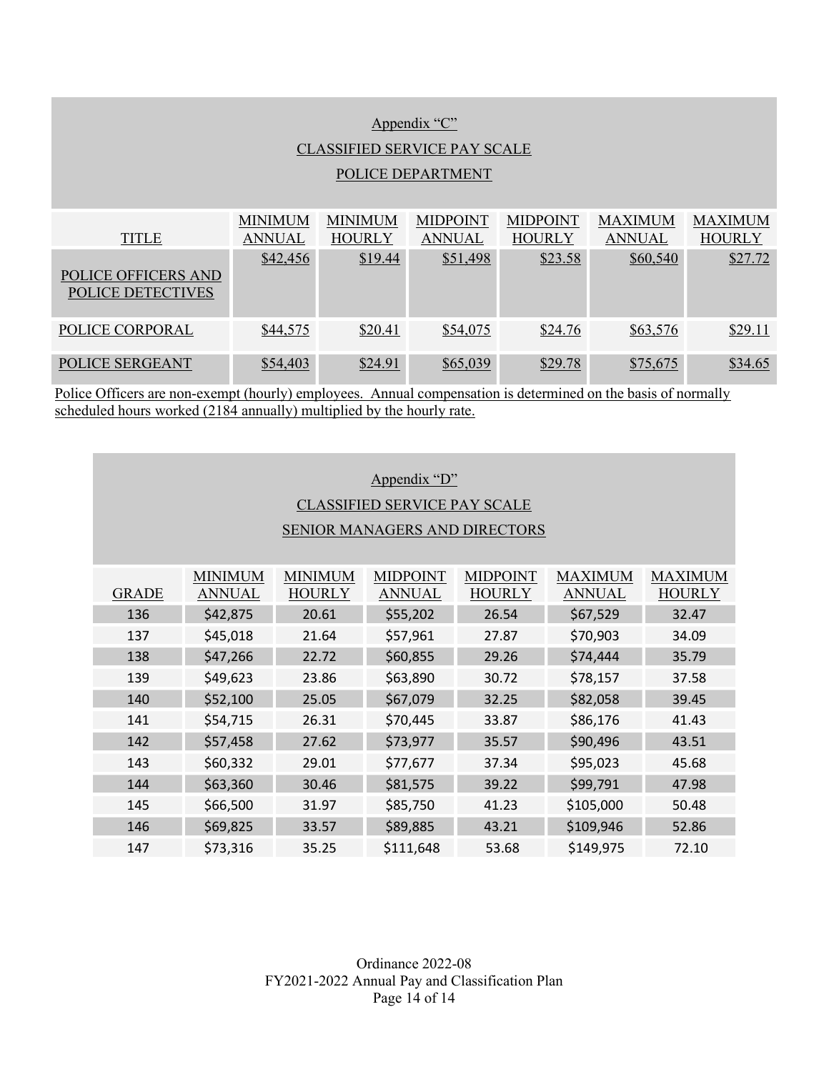## Appendix "C"

## CLASSIFIED SERVICE PAY SCALE

## POLICE DEPARTMENT

| TITLE | MINIMUM ANNUAL | MINIMUM HOURLY | MIDPOINT ANNUAL | MIDPOINT HOURLY | MAXIMUM ANNUAL | MAXIMUM HOURLY |
|---|---|---|---|---|---|---|
| POLICE OFFICERS AND POLICE DETECTIVES | $42,456 | $19.44 | $51,498 | $23.58 | $60,540 | $27.72 |
| POLICE CORPORAL | $44,575 | $20.41 | $54,075 | $24.76 | $63,576 | $29.11 |
| POLICE SERGEANT | $54,403 | $24.91 | $65,039 | $29.78 | $75,675 | $34.65 |

Police Officers are non-exempt (hourly) employees. Annual compensation is determined on the basis of normally scheduled hours worked (2184 annually) multiplied by the hourly rate.

## Appendix "D"

## CLASSIFIED SERVICE PAY SCALE

## SENIOR MANAGERS AND DIRECTORS

| GRADE | MINIMUM ANNUAL | MINIMUM HOURLY | MIDPOINT ANNUAL | MIDPOINT HOURLY | MAXIMUM ANNUAL | MAXIMUM HOURLY |
|---|---|---|---|---|---|---|
| 136 | $42,875 | 20.61 | $55,202 | 26.54 | $67,529 | 32.47 |
| 137 | $45,018 | 21.64 | $57,961 | 27.87 | $70,903 | 34.09 |
| 138 | $47,266 | 22.72 | $60,855 | 29.26 | $74,444 | 35.79 |
| 139 | $49,623 | 23.86 | $63,890 | 30.72 | $78,157 | 37.58 |
| 140 | $52,100 | 25.05 | $67,079 | 32.25 | $82,058 | 39.45 |
| 141 | $54,715 | 26.31 | $70,445 | 33.87 | $86,176 | 41.43 |
| 142 | $57,458 | 27.62 | $73,977 | 35.57 | $90,496 | 43.51 |
| 143 | $60,332 | 29.01 | $77,677 | 37.34 | $95,023 | 45.68 |
| 144 | $63,360 | 30.46 | $81,575 | 39.22 | $99,791 | 47.98 |
| 145 | $66,500 | 31.97 | $85,750 | 41.23 | $105,000 | 50.48 |
| 146 | $69,825 | 33.57 | $89,885 | 43.21 | $109,946 | 52.86 |
| 147 | $73,316 | 35.25 | $111,648 | 53.68 | $149,975 | 72.10 |

Ordinance 2022-08
FY2021-2022 Annual Pay and Classification Plan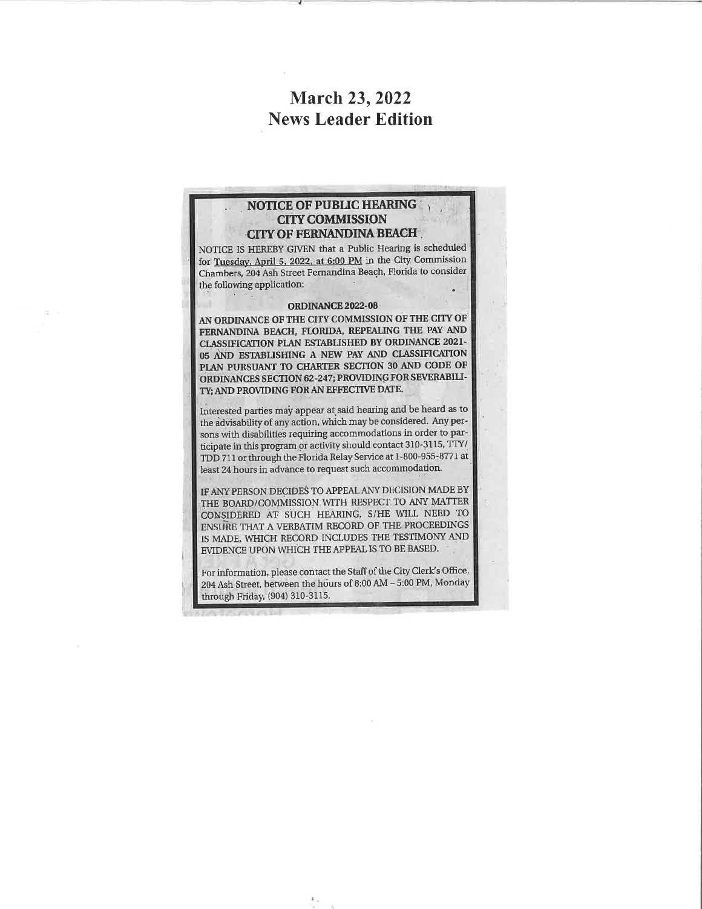# March 23, 2022
# News Leader Edition

## NOTICE OF PUBLIC HEARING
## CITY COMMISSION
## CITY OF FERNANDINA BEACH

NOTICE IS HEREBY GIVEN that a Public Hearing is scheduled for Tuesday, April 5, 2022, at 6:00 PM in the City Commission Chambers, 204 Ash Street Fernandina Beach, Florida to consider the following application:

**ORDINANCE 2022-08**

**AN ORDINANCE OF THE CITY COMMISSION OF THE CITY OF FERNANDINA BEACH, FLORIDA, REPEALING THE PAY AND CLASSIFICATION PLAN ESTABLISHED BY ORDINANCE 2021-05 AND ESTABLISHING A NEW PAY AND CLASSIFICATION PLAN PURSUANT TO CHARTER SECTION 30 AND CODE OF ORDINANCES SECTION 62-247; PROVIDING FOR SEVERABILITY; AND PROVIDING FOR AN EFFECTIVE DATE.**

Interested parties may appear at said hearing and be heard as to the advisability of any action, which may be considered. Any persons with disabilities requiring accommodations in order to participate in this program or activity should contact 310-3115, TTY/TDD 711 or through the Florida Relay Service at 1-800-955-8771 at least 24 hours in advance to request such accommodation.

IF ANY PERSON DECIDES TO APPEAL ANY DECISION MADE BY THE BOARD/COMMISSION WITH RESPECT TO ANY MATTER CONSIDERED AT SUCH HEARING, S/HE WILL NEED TO ENSURE THAT A VERBATIM RECORD OF THE PROCEEDINGS IS MADE, WHICH RECORD INCLUDES THE TESTIMONY AND EVIDENCE UPON WHICH THE APPEAL IS TO BE BASED.

For information, please contact the Staff of the City Clerk's Office, 204 Ash Street, between the hours of 8:00 AM – 5:00 PM, Monday through Friday, (904) 310-3115.